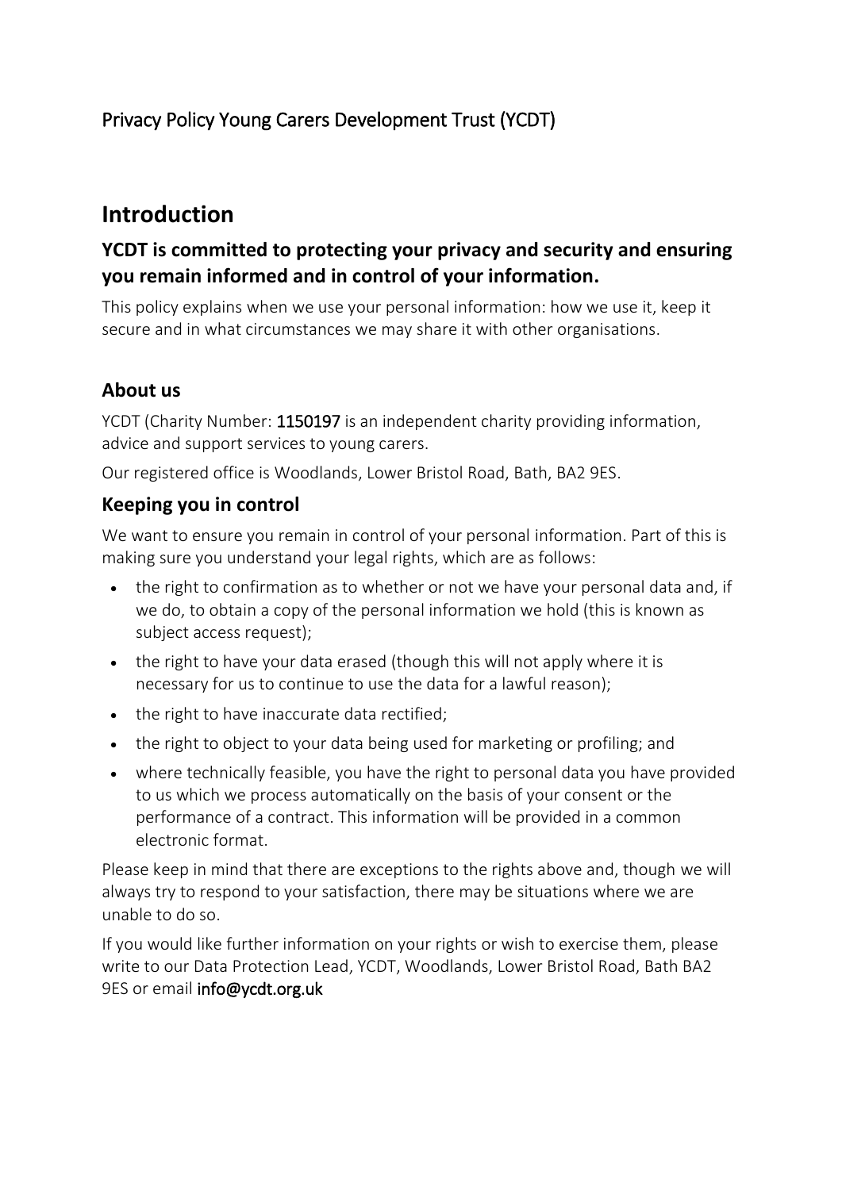Privacy Policy Young Carers Development Trust (YCDT)

# Introduction

## YCDT is committed to protecting your privacy and security and ensuring you remain informed and in control of your information.

This policy explains when we use your personal information: how we use it, keep it secure and in what circumstances we may share it with other organisations.

## About us

YCDT (Charity Number: 1150197 is an independent charity providing information, advice and support services to young carers.

Our registered office is Woodlands, Lower Bristol Road, Bath, BA2 9ES.

## Keeping you in control

We want to ensure you remain in control of your personal information. Part of this is making sure you understand your legal rights, which are as follows:

- the right to confirmation as to whether or not we have your personal data and, if we do, to obtain a copy of the personal information we hold (this is known as subject access request);
- the right to have your data erased (though this will not apply where it is necessary for us to continue to use the data for a lawful reason);
- the right to have inaccurate data rectified;
- the right to object to your data being used for marketing or profiling; and
- where technically feasible, you have the right to personal data you have provided to us which we process automatically on the basis of your consent or the performance of a contract. This information will be provided in a common electronic format.

Please keep in mind that there are exceptions to the rights above and, though we will always try to respond to your satisfaction, there may be situations where we are unable to do so.

If you would like further information on your rights or wish to exercise them, please write to our Data Protection Lead, YCDT, Woodlands, Lower Bristol Road, Bath BA2 9ES or email info@ycdt.org.uk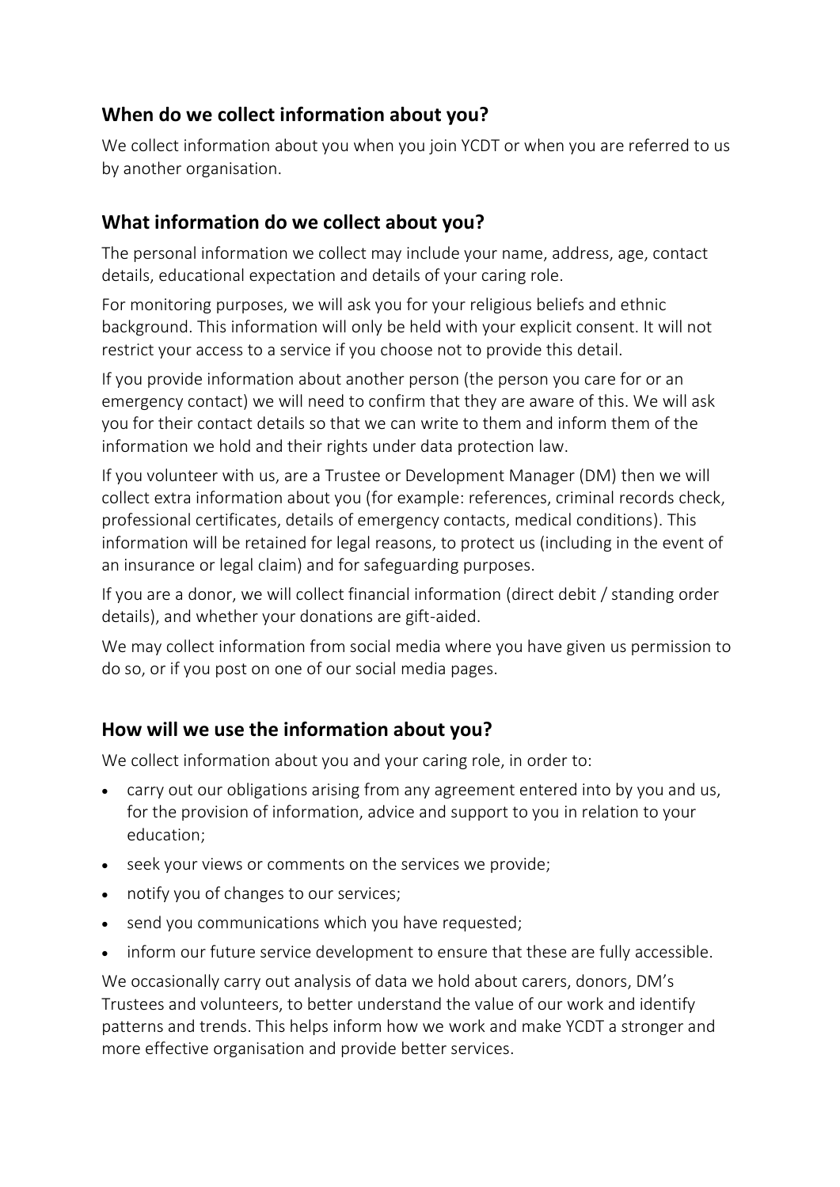## When do we collect information about you?

We collect information about you when you join YCDT or when you are referred to us by another organisation.

## What information do we collect about you?

The personal information we collect may include your name, address, age, contact details, educational expectation and details of your caring role.

For monitoring purposes, we will ask you for your religious beliefs and ethnic background. This information will only be held with your explicit consent. It will not restrict your access to a service if you choose not to provide this detail.

If you provide information about another person (the person you care for or an emergency contact) we will need to confirm that they are aware of this. We will ask you for their contact details so that we can write to them and inform them of the information we hold and their rights under data protection law.

If you volunteer with us, are a Trustee or Development Manager (DM) then we will collect extra information about you (for example: references, criminal records check, professional certificates, details of emergency contacts, medical conditions). This information will be retained for legal reasons, to protect us (including in the event of an insurance or legal claim) and for safeguarding purposes.

If you are a donor, we will collect financial information (direct debit / standing order details), and whether your donations are gift-aided.

We may collect information from social media where you have given us permission to do so, or if you post on one of our social media pages.

## How will we use the information about you?

We collect information about you and your caring role, in order to:

- carry out our obligations arising from any agreement entered into by you and us, for the provision of information, advice and support to you in relation to your education;
- seek your views or comments on the services we provide;
- notify you of changes to our services;
- send you communications which you have requested;
- inform our future service development to ensure that these are fully accessible.

We occasionally carry out analysis of data we hold about carers, donors, DM's Trustees and volunteers, to better understand the value of our work and identify patterns and trends. This helps inform how we work and make YCDT a stronger and more effective organisation and provide better services.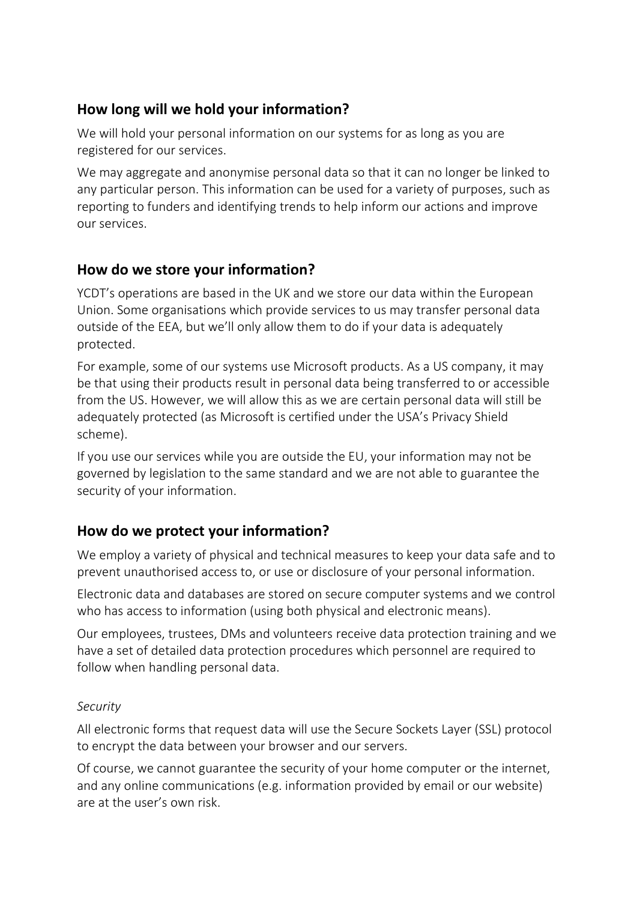## How long will we hold your information?

We will hold your personal information on our systems for as long as you are registered for our services.

We may aggregate and anonymise personal data so that it can no longer be linked to any particular person. This information can be used for a variety of purposes, such as reporting to funders and identifying trends to help inform our actions and improve our services.

## How do we store your information?

YCDT's operations are based in the UK and we store our data within the European Union. Some organisations which provide services to us may transfer personal data outside of the EEA, but we'll only allow them to do if your data is adequately protected.

For example, some of our systems use Microsoft products. As a US company, it may be that using their products result in personal data being transferred to or accessible from the US. However, we will allow this as we are certain personal data will still be adequately protected (as Microsoft is certified under the USA's Privacy Shield scheme).

If you use our services while you are outside the EU, your information may not be governed by legislation to the same standard and we are not able to guarantee the security of your information.

## How do we protect your information?

We employ a variety of physical and technical measures to keep your data safe and to prevent unauthorised access to, or use or disclosure of your personal information.

Electronic data and databases are stored on secure computer systems and we control who has access to information (using both physical and electronic means).

Our employees, trustees, DMs and volunteers receive data protection training and we have a set of detailed data protection procedures which personnel are required to follow when handling personal data.

*Security*

All electronic forms that request data will use the Secure Sockets Layer (SSL) protocol to encrypt the data between your browser and our servers.

Of course, we cannot guarantee the security of your home computer or the internet, and any online communications (e.g. information provided by email or our website) are at the user's own risk.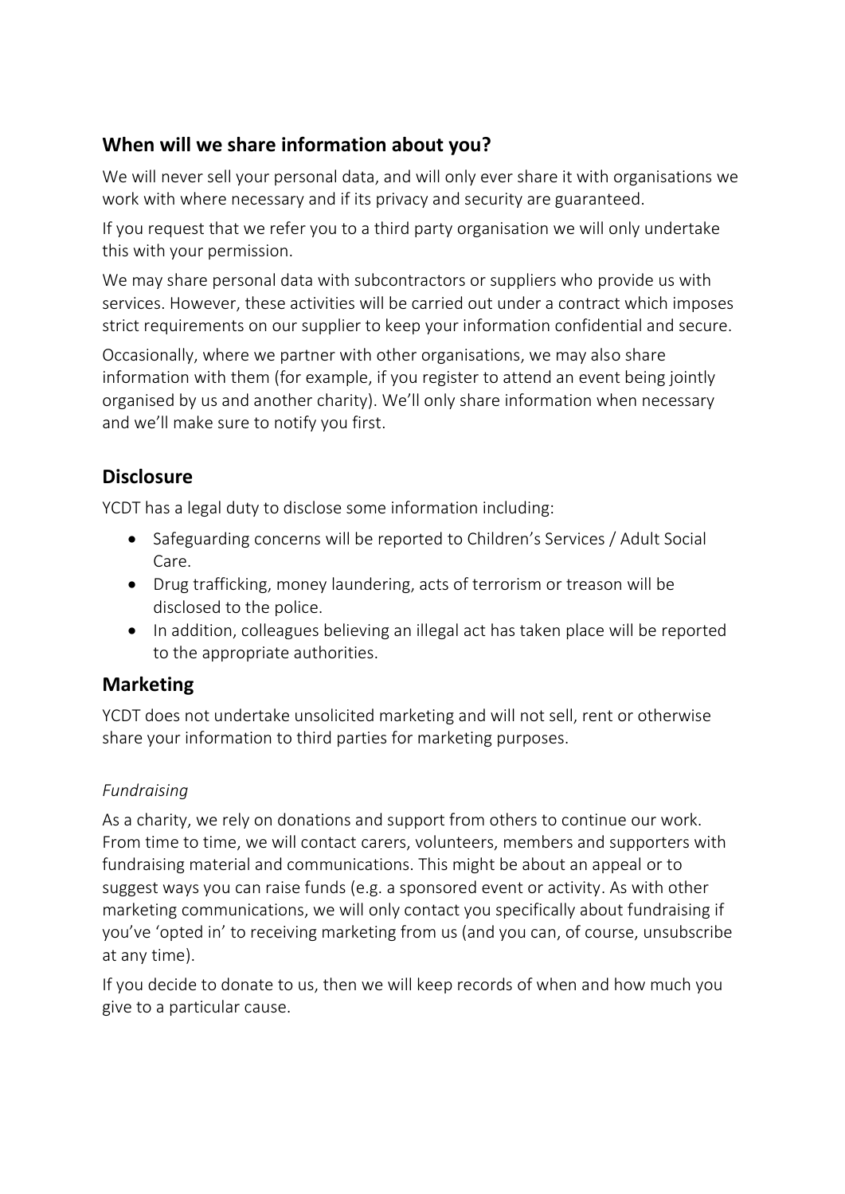## When will we share information about you?

We will never sell your personal data, and will only ever share it with organisations we work with where necessary and if its privacy and security are guaranteed.

If you request that we refer you to a third party organisation we will only undertake this with your permission.

We may share personal data with subcontractors or suppliers who provide us with services. However, these activities will be carried out under a contract which imposes strict requirements on our supplier to keep your information confidential and secure.

Occasionally, where we partner with other organisations, we may also share information with them (for example, if you register to attend an event being jointly organised by us and another charity). We'll only share information when necessary and we'll make sure to notify you first.

## Disclosure

YCDT has a legal duty to disclose some information including:

- Safeguarding concerns will be reported to Children's Services / Adult Social Care.
- Drug trafficking, money laundering, acts of terrorism or treason will be disclosed to the police.
- In addition, colleagues believing an illegal act has taken place will be reported to the appropriate authorities.

## Marketing

YCDT does not undertake unsolicited marketing and will not sell, rent or otherwise share your information to third parties for marketing purposes.

*Fundraising*

As a charity, we rely on donations and support from others to continue our work. From time to time, we will contact carers, volunteers, members and supporters with fundraising material and communications. This might be about an appeal or to suggest ways you can raise funds (e.g. a sponsored event or activity. As with other marketing communications, we will only contact you specifically about fundraising if you've 'opted in' to receiving marketing from us (and you can, of course, unsubscribe at any time).

If you decide to donate to us, then we will keep records of when and how much you give to a particular cause.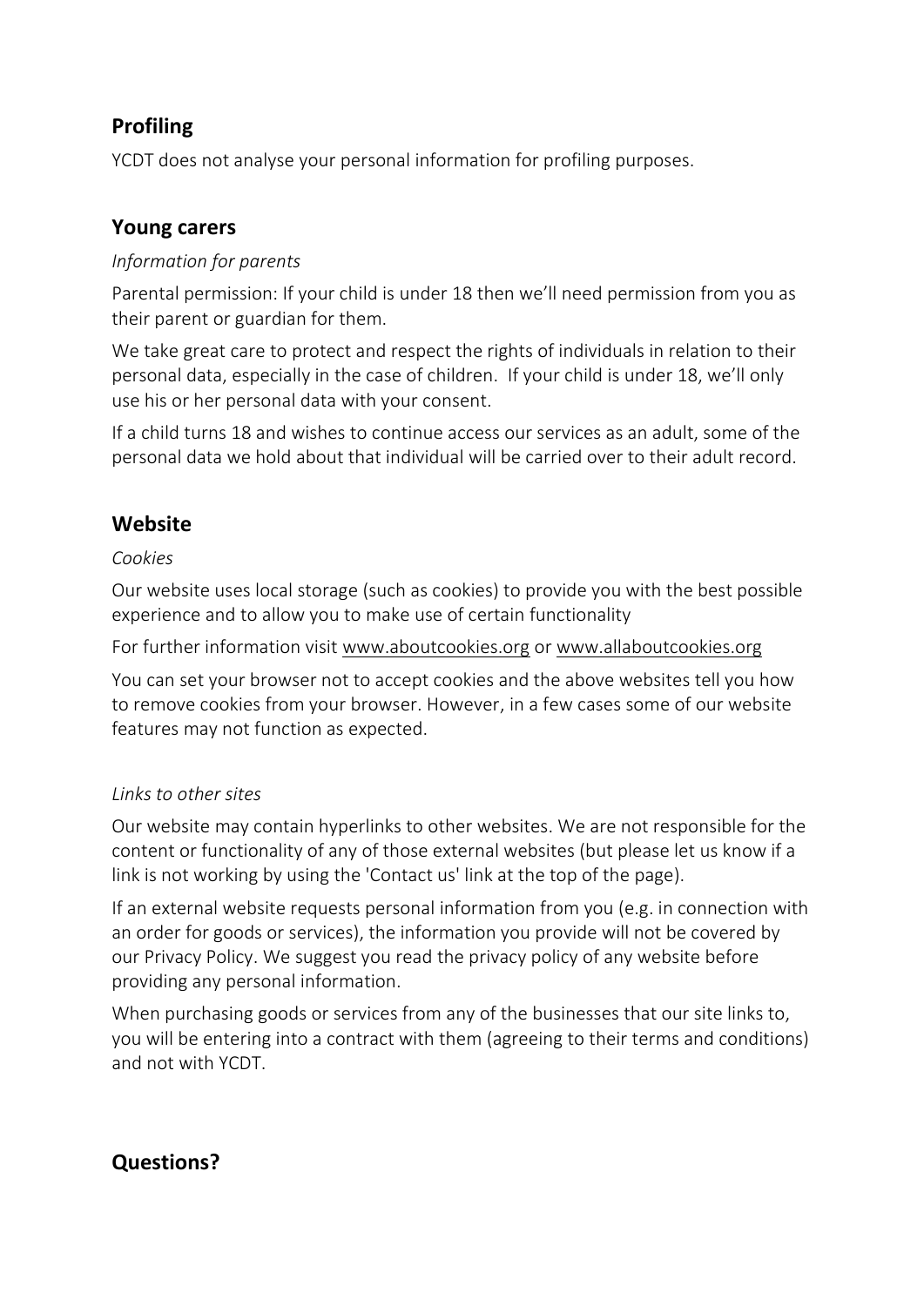## Profiling

YCDT does not analyse your personal information for profiling purposes.

## Young carers

*Information for parents*

Parental permission: If your child is under 18 then we'll need permission from you as their parent or guardian for them.

We take great care to protect and respect the rights of individuals in relation to their personal data, especially in the case of children. If your child is under 18, we'll only use his or her personal data with your consent.

If a child turns 18 and wishes to continue access our services as an adult, some of the personal data we hold about that individual will be carried over to their adult record.

## Website

*Cookies*

Our website uses local storage (such as cookies) to provide you with the best possible experience and to allow you to make use of certain functionality

For further information visit www.aboutcookies.org or www.allaboutcookies.org

You can set your browser not to accept cookies and the above websites tell you how to remove cookies from your browser. However, in a few cases some of our website features may not function as expected.

*Links to other sites*

Our website may contain hyperlinks to other websites. We are not responsible for the content or functionality of any of those external websites (but please let us know if a link is not working by using the 'Contact us' link at the top of the page).

If an external website requests personal information from you (e.g. in connection with an order for goods or services), the information you provide will not be covered by our Privacy Policy. We suggest you read the privacy policy of any website before providing any personal information.

When purchasing goods or services from any of the businesses that our site links to, you will be entering into a contract with them (agreeing to their terms and conditions) and not with YCDT.

## Questions?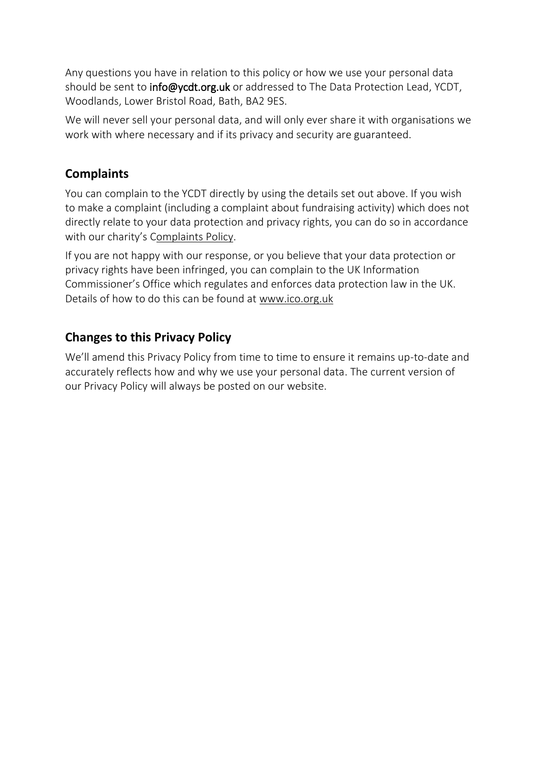Any questions you have in relation to this policy or how we use your personal data should be sent to info@ycdt.org.uk or addressed to The Data Protection Lead, YCDT, Woodlands, Lower Bristol Road, Bath, BA2 9ES.

We will never sell your personal data, and will only ever share it with organisations we work with where necessary and if its privacy and security are guaranteed.

## Complaints

You can complain to the YCDT directly by using the details set out above. If you wish to make a complaint (including a complaint about fundraising activity) which does not directly relate to your data protection and privacy rights, you can do so in accordance with our charity's Complaints Policy.

If you are not happy with our response, or you believe that your data protection or privacy rights have been infringed, you can complain to the UK Information Commissioner's Office which regulates and enforces data protection law in the UK. Details of how to do this can be found at www.ico.org.uk

## Changes to this Privacy Policy

We'll amend this Privacy Policy from time to time to ensure it remains up-to-date and accurately reflects how and why we use your personal data. The current version of our Privacy Policy will always be posted on our website.